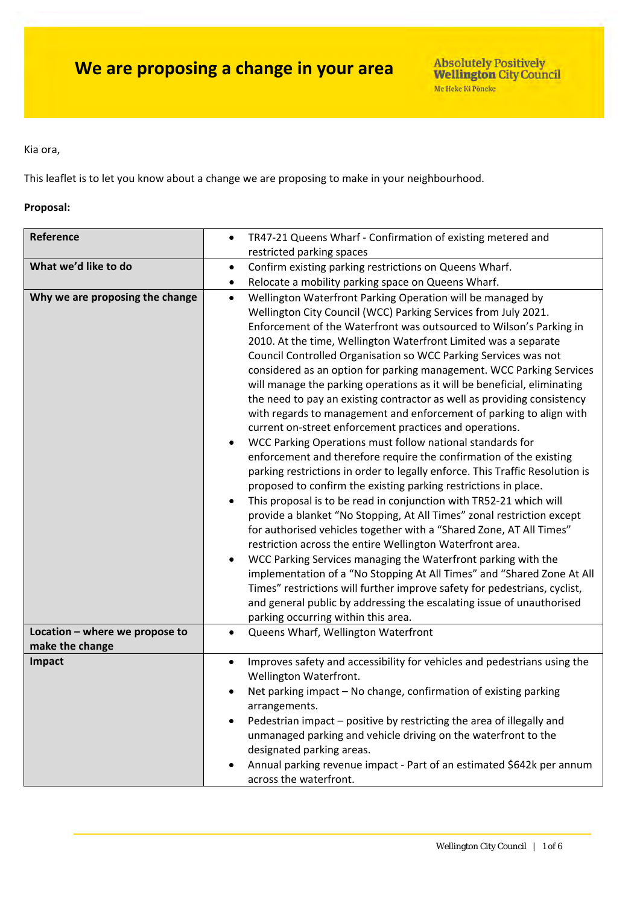# We are proposing a change in your area

Absolutely Positively **Wellington** City Council
Me Heke Ki Pōneke

Kia ora,

This leaflet is to let you know about a change we are proposing to make in your neighbourhood.

**Proposal:**

| | |
|---|---|
| **Reference** | • TR47-21 Queens Wharf - Confirmation of existing metered and restricted parking spaces |
| **What we'd like to do** | • Confirm existing parking restrictions on Queens Wharf.<br>• Relocate a mobility parking space on Queens Wharf. |
| **Why we are proposing the change** | • Wellington Waterfront Parking Operation will be managed by Wellington City Council (WCC) Parking Services from July 2021. Enforcement of the Waterfront was outsourced to Wilson's Parking in 2010. At the time, Wellington Waterfront Limited was a separate Council Controlled Organisation so WCC Parking Services was not considered as an option for parking management. WCC Parking Services will manage the parking operations as it will be beneficial, eliminating the need to pay an existing contractor as well as providing consistency with regards to management and enforcement of parking to align with current on-street enforcement practices and operations.<br>• WCC Parking Operations must follow national standards for enforcement and therefore require the confirmation of the existing parking restrictions in order to legally enforce. This Traffic Resolution is proposed to confirm the existing parking restrictions in place.<br>• This proposal is to be read in conjunction with TR52-21 which will provide a blanket "No Stopping, At All Times" zonal restriction except for authorised vehicles together with a "Shared Zone, AT All Times" restriction across the entire Wellington Waterfront area.<br>• WCC Parking Services managing the Waterfront parking with the implementation of a "No Stopping At All Times" and "Shared Zone At All Times" restrictions will further improve safety for pedestrians, cyclist, and general public by addressing the escalating issue of unauthorised parking occurring within this area. |
| **Location – where we propose to make the change** | • Queens Wharf, Wellington Waterfront |
| **Impact** | • Improves safety and accessibility for vehicles and pedestrians using the Wellington Waterfront.<br>• Net parking impact – No change, confirmation of existing parking arrangements.<br>• Pedestrian impact – positive by restricting the area of illegally and unmanaged parking and vehicle driving on the waterfront to the designated parking areas.<br>• Annual parking revenue impact - Part of an estimated $642k per annum across the waterfront. |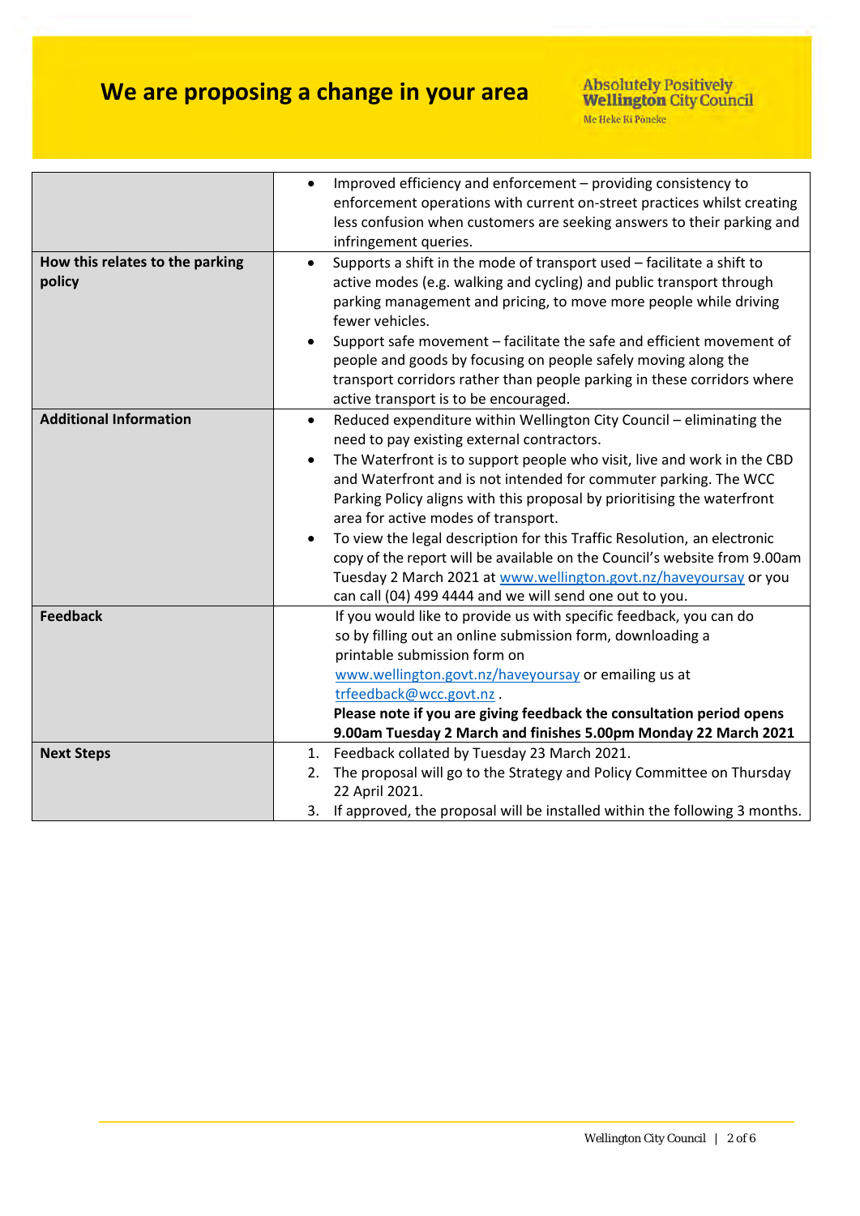# We are proposing a change in your area

| | |
|---|---|
| | • Improved efficiency and enforcement – providing consistency to enforcement operations with current on-street practices whilst creating less confusion when customers are seeking answers to their parking and infringement queries. |
| **How this relates to the parking policy** | • Supports a shift in the mode of transport used – facilitate a shift to active modes (e.g. walking and cycling) and public transport through parking management and pricing, to move more people while driving fewer vehicles.<br>• Support safe movement – facilitate the safe and efficient movement of people and goods by focusing on people safely moving along the transport corridors rather than people parking in these corridors where active transport is to be encouraged. |
| **Additional Information** | • Reduced expenditure within Wellington City Council – eliminating the need to pay existing external contractors.<br>• The Waterfront is to support people who visit, live and work in the CBD and Waterfront and is not intended for commuter parking. The WCC Parking Policy aligns with this proposal by prioritising the waterfront area for active modes of transport.<br>• To view the legal description for this Traffic Resolution, an electronic copy of the report will be available on the Council's website from 9.00am Tuesday 2 March 2021 at www.wellington.govt.nz/haveyoursay or you can call (04) 499 4444 and we will send one out to you. |
| **Feedback** | If you would like to provide us with specific feedback, you can do so by filling out an online submission form, downloading a printable submission form on www.wellington.govt.nz/haveyoursay or emailing us at trfeedback@wcc.govt.nz .<br>**Please note if you are giving feedback the consultation period opens 9.00am Tuesday 2 March and finishes 5.00pm Monday 22 March 2021** |
| **Next Steps** | 1. Feedback collated by Tuesday 23 March 2021.<br>2. The proposal will go to the Strategy and Policy Committee on Thursday 22 April 2021.<br>3. If approved, the proposal will be installed within the following 3 months. |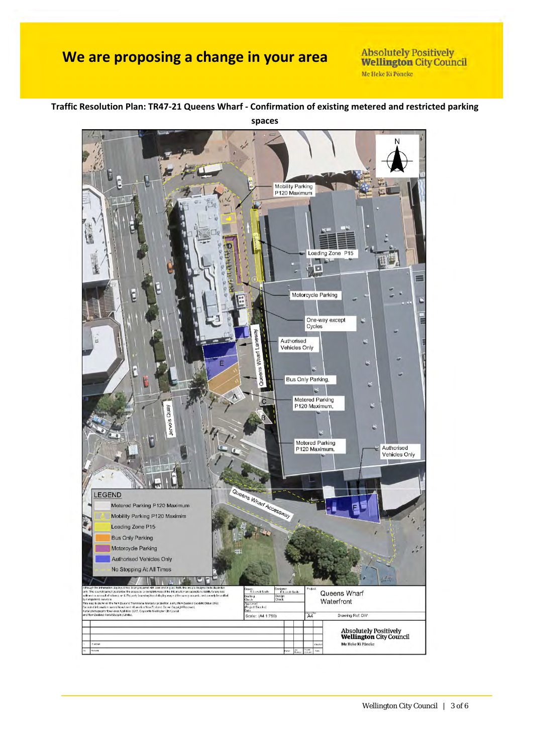# We are proposing a change in your area

Absolutely Positively **Wellington** City Council
Me Heke Ki Pōneke

**Traffic Resolution Plan: TR47-21 Queens Wharf - Confirmation of existing metered and restricted parking spaces**

Mobility Parking P120 Maximum

Loading Zone P15

Motorcycle Parking

One-way except Cycles

Authorised Vehicles Only

Bus Only Parking,

Metered Parking P120 Maximum,

Metered Parking P120 Maximum,

Authorised Vehicles Only

Queens Wharf Laneway

Jervois Quay

Queens Wharf Accessway

A B C D E F

N

LEGEND

- Metered Parking P120 Maximum
- Mobility Parking P120 Maximim
- Loading Zone P15
- Bus Only Parking
- Motorcycle Parking
- Authorised Vehicles Only
- No Stopping At All Times

Project: Queens Wharf Waterfront

Scale: (A4 1:750)

Drawing Ref: DIV

A4

Absolutely Positively **Wellington** City Council
Me Heke Ki Pōneke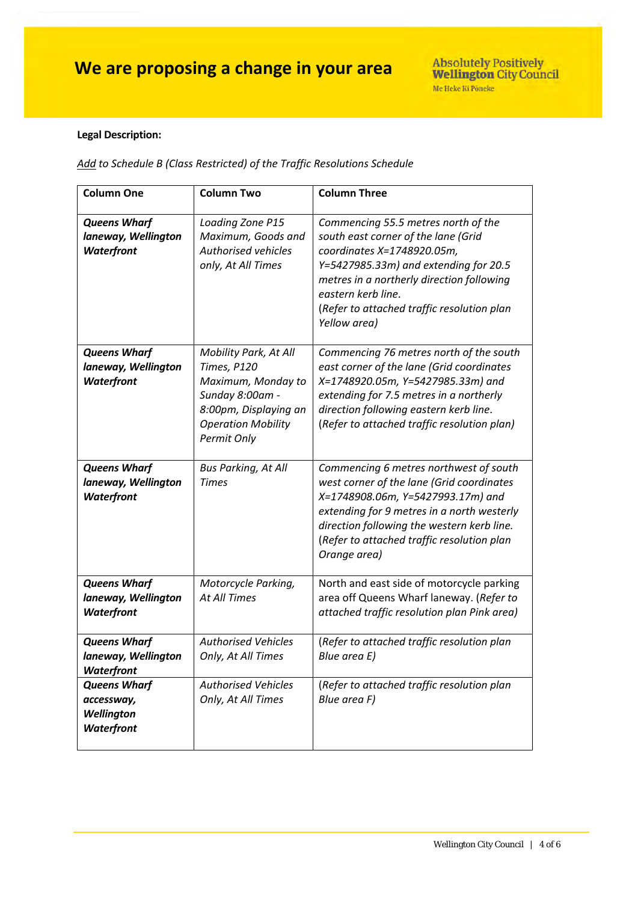# We are proposing a change in your area

**Legal Description:**

*Add to Schedule B (Class Restricted) of the Traffic Resolutions Schedule*

| Column One | Column Two | Column Three |
|---|---|---|
| ***Queens Wharf laneway, Wellington Waterfront*** | *Loading Zone P15 Maximum, Goods and Authorised vehicles only, At All Times* | *Commencing 55.5 metres north of the south east corner of the lane (Grid coordinates X=1748920.05m, Y=5427985.33m) and extending for 20.5 metres in a northerly direction following eastern kerb line.* *(Refer to attached traffic resolution plan Yellow area)* |
| ***Queens Wharf laneway, Wellington Waterfront*** | *Mobility Park, At All Times, P120 Maximum, Monday to Sunday 8:00am - 8:00pm, Displaying an Operation Mobility Permit Only* | *Commencing 76 metres north of the south east corner of the lane (Grid coordinates X=1748920.05m, Y=5427985.33m) and extending for 7.5 metres in a northerly direction following eastern kerb line.* *(Refer to attached traffic resolution plan)* |
| ***Queens Wharf laneway, Wellington Waterfront*** | *Bus Parking, At All Times* | *Commencing 6 metres northwest of south west corner of the lane (Grid coordinates X=1748908.06m, Y=5427993.17m) and extending for 9 metres in a north westerly direction following the western kerb line.* *(Refer to attached traffic resolution plan Orange area)* |
| ***Queens Wharf laneway, Wellington Waterfront*** | *Motorcycle Parking, At All Times* | North and east side of motorcycle parking area off Queens Wharf laneway. *(Refer to attached traffic resolution plan Pink area)* |
| ***Queens Wharf laneway, Wellington Waterfront*** | *Authorised Vehicles Only, At All Times* | *(Refer to attached traffic resolution plan Blue area E)* |
| ***Queens Wharf accessway, Wellington Waterfront*** | *Authorised Vehicles Only, At All Times* | *(Refer to attached traffic resolution plan Blue area F)* |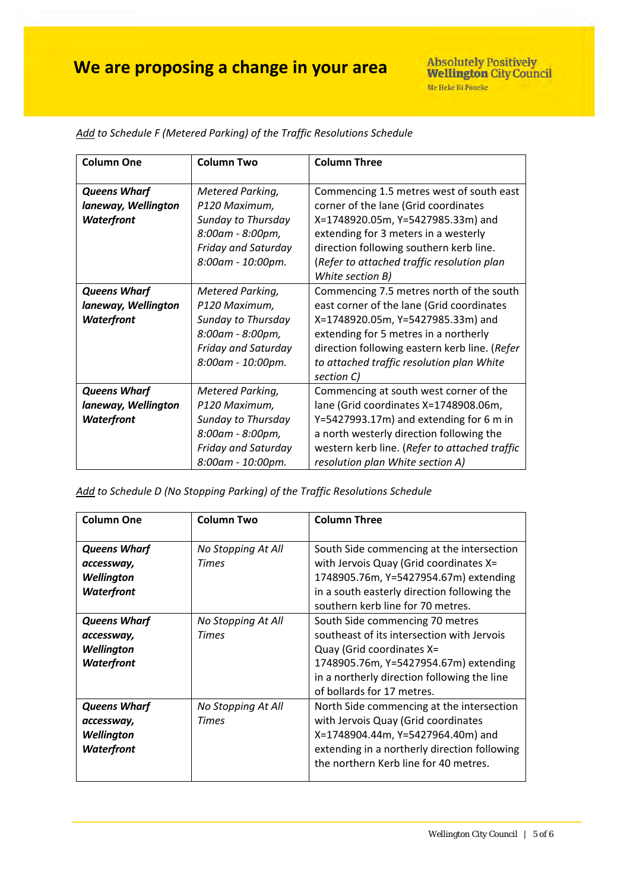# We are proposing a change in your area

*Add to Schedule F (Metered Parking) of the Traffic Resolutions Schedule*

| Column One | Column Two | Column Three |
|---|---|---|
| ***Queens Wharf laneway, Wellington Waterfront*** | *Metered Parking, P120 Maximum, Sunday to Thursday 8:00am - 8:00pm, Friday and Saturday 8:00am - 10:00pm.* | Commencing 1.5 metres west of south east corner of the lane (Grid coordinates X=1748920.05m, Y=5427985.33m) and extending for 3 meters in a westerly direction following southern kerb line. (*Refer to attached traffic resolution plan White section B)* |
| ***Queens Wharf laneway, Wellington Waterfront*** | *Metered Parking, P120 Maximum, Sunday to Thursday 8:00am - 8:00pm, Friday and Saturday 8:00am - 10:00pm.* | Commencing 7.5 metres north of the south east corner of the lane (Grid coordinates X=1748920.05m, Y=5427985.33m) and extending for 5 metres in a northerly direction following eastern kerb line. (*Refer to attached traffic resolution plan White section C)* |
| ***Queens Wharf laneway, Wellington Waterfront*** | *Metered Parking, P120 Maximum, Sunday to Thursday 8:00am - 8:00pm, Friday and Saturday 8:00am - 10:00pm.* | Commencing at south west corner of the lane (Grid coordinates X=1748908.06m, Y=5427993.17m) and extending for 6 m in a north westerly direction following the western kerb line. (*Refer to attached traffic resolution plan White section A)* |

*Add to Schedule D (No Stopping Parking) of the Traffic Resolutions Schedule*

| Column One | Column Two | Column Three |
|---|---|---|
| ***Queens Wharf accessway, Wellington Waterfront*** | *No Stopping At All Times* | South Side commencing at the intersection with Jervois Quay (Grid coordinates X= 1748905.76m, Y=5427954.67m) extending in a south easterly direction following the southern kerb line for 70 metres. |
| ***Queens Wharf accessway, Wellington Waterfront*** | *No Stopping At All Times* | South Side commencing 70 metres southeast of its intersection with Jervois Quay (Grid coordinates X= 1748905.76m, Y=5427954.67m) extending in a northerly direction following the line of bollards for 17 metres. |
| ***Queens Wharf accessway, Wellington Waterfront*** | *No Stopping At All Times* | North Side commencing at the intersection with Jervois Quay (Grid coordinates X=1748904.44m, Y=5427964.40m) and extending in a northerly direction following the northern Kerb line for 40 metres. |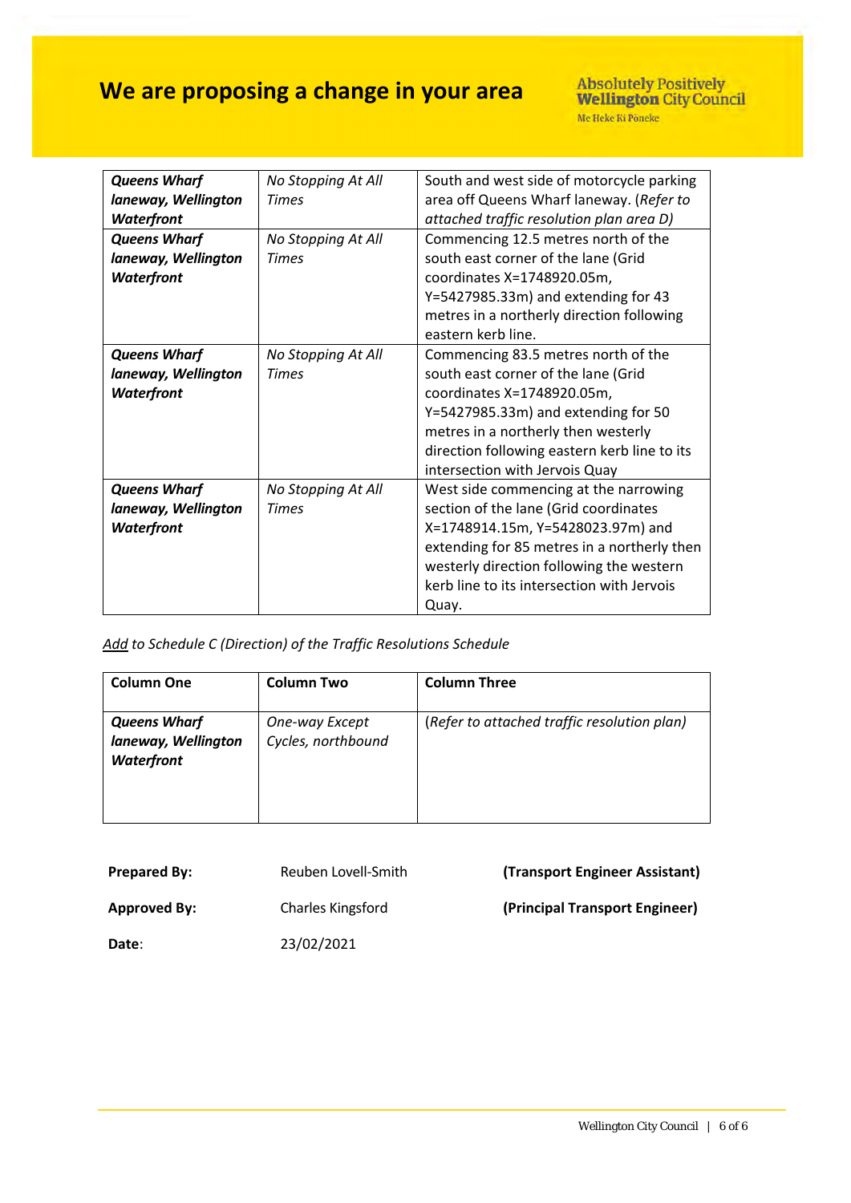# We are proposing a change in your area

| | | |
|---|---|---|
| ***Queens Wharf laneway, Wellington Waterfront*** | *No Stopping At All Times* | South and west side of motorcycle parking area off Queens Wharf laneway. (*Refer to attached traffic resolution plan area D)* |
| ***Queens Wharf laneway, Wellington Waterfront*** | *No Stopping At All Times* | Commencing 12.5 metres north of the south east corner of the lane (Grid coordinates X=1748920.05m, Y=5427985.33m) and extending for 43 metres in a northerly direction following eastern kerb line. |
| ***Queens Wharf laneway, Wellington Waterfront*** | *No Stopping At All Times* | Commencing 83.5 metres north of the south east corner of the lane (Grid coordinates X=1748920.05m, Y=5427985.33m) and extending for 50 metres in a northerly then westerly direction following eastern kerb line to its intersection with Jervois Quay |
| ***Queens Wharf laneway, Wellington Waterfront*** | *No Stopping At All Times* | West side commencing at the narrowing section of the lane (Grid coordinates X=1748914.15m, Y=5428023.97m) and extending for 85 metres in a northerly then westerly direction following the western kerb line to its intersection with Jervois Quay. |

*Add to Schedule C (Direction) of the Traffic Resolutions Schedule*

| Column One | Column Two | Column Three |
|---|---|---|
| ***Queens Wharf laneway, Wellington Waterfront*** | *One-way Except Cycles, northbound* | (*Refer to attached traffic resolution plan)* |

**Prepared By:** Reuben Lovell-Smith **(Transport Engineer Assistant)**

**Approved By:** Charles Kingsford **(Principal Transport Engineer)**

**Date**: 23/02/2021